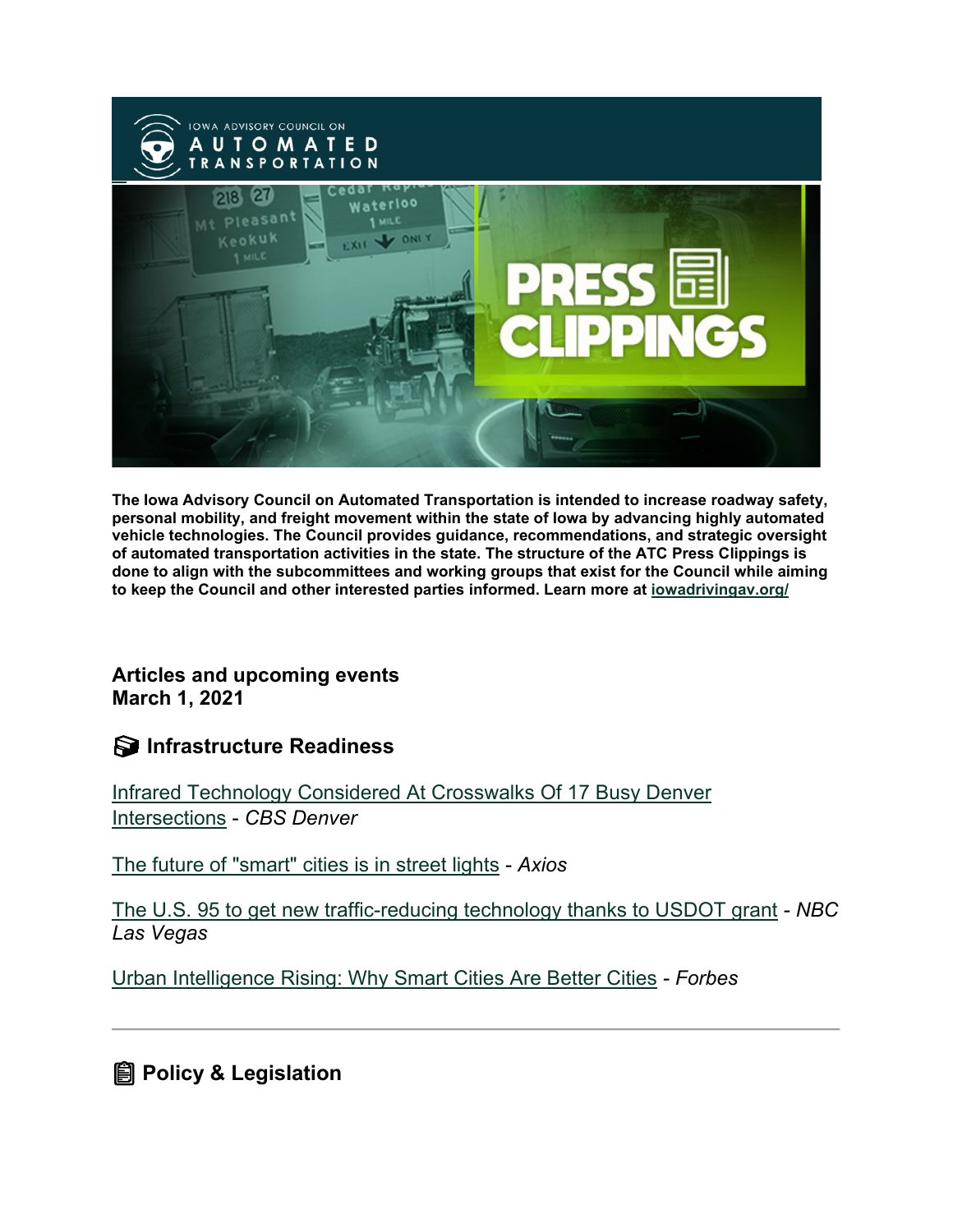The Iowa Advisory Council on Automated Transportation is intended to increase roadway safety, personal mobility, and freight movement within the state of Iowa by advancing highly automated vehicle technologies. The Council provides guidance, recommendations, and strategic oversight of automated transportation activities in the state. The structure of the ATC Press Clippings is done to align with the subcommittees and working groups that exist for the Council while aiming to keep the Council and other interested parties informed. Learn more at iowadrivingav.org/

**Articles and upcoming events**
**March 1, 2021**

## Infrastructure Readiness

Infrared Technology Considered At Crosswalks Of 17 Busy Denver Intersections - *CBS Denver*

The future of "smart" cities is in street lights - *Axios*

The U.S. 95 to get new traffic-reducing technology thanks to USDOT grant - *NBC Las Vegas*

Urban Intelligence Rising: Why Smart Cities Are Better Cities - *Forbes*

---

## Policy & Legislation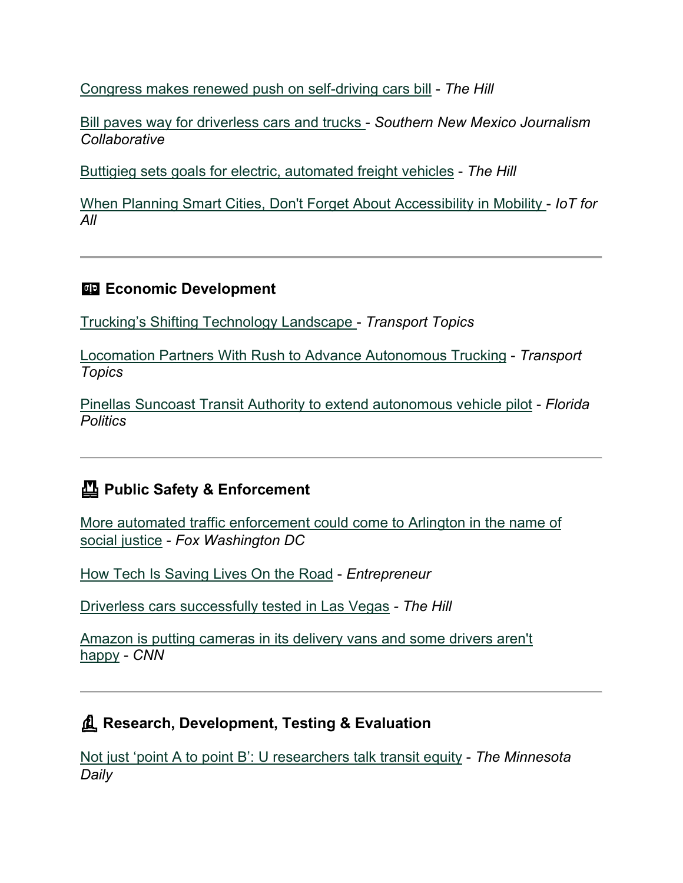Congress makes renewed push on self-driving cars bill - *The Hill*

Bill paves way for driverless cars and trucks - *Southern New Mexico Journalism Collaborative*

Buttigieg sets goals for electric, automated freight vehicles - *The Hill*

When Planning Smart Cities, Don't Forget About Accessibility in Mobility - *IoT for All*

---

### Economic Development

Trucking's Shifting Technology Landscape - *Transport Topics*

Locomation Partners With Rush to Advance Autonomous Trucking - *Transport Topics*

Pinellas Suncoast Transit Authority to extend autonomous vehicle pilot - *Florida Politics*

---

### Public Safety & Enforcement

More automated traffic enforcement could come to Arlington in the name of social justice - *Fox Washington DC*

How Tech Is Saving Lives On the Road - *Entrepreneur*

Driverless cars successfully tested in Las Vegas - *The Hill*

Amazon is putting cameras in its delivery vans and some drivers aren't happy - *CNN*

---

### Research, Development, Testing & Evaluation

Not just 'point A to point B': U researchers talk transit equity - *The Minnesota Daily*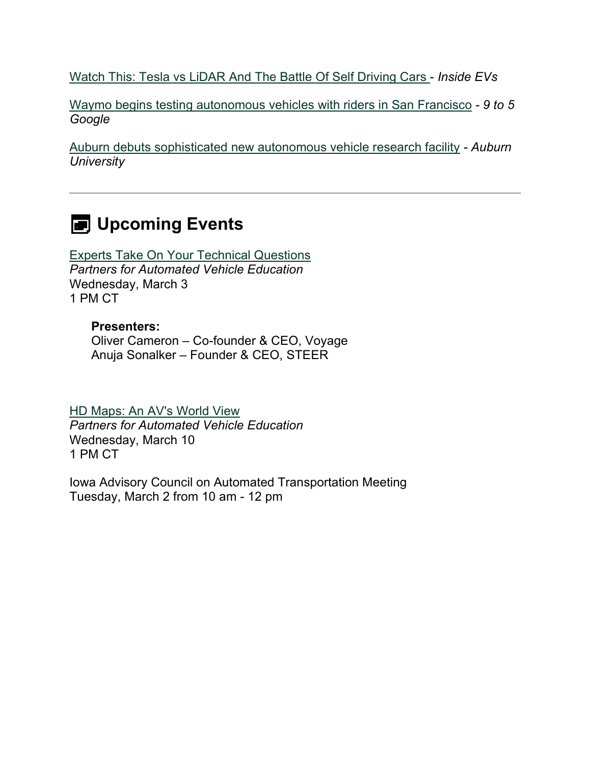Watch This: Tesla vs LiDAR And The Battle Of Self Driving Cars - *Inside EVs*

Waymo begins testing autonomous vehicles with riders in San Francisco - *9 to 5 Google*

Auburn debuts sophisticated new autonomous vehicle research facility - *Auburn University*

---

## Upcoming Events

Experts Take On Your Technical Questions
*Partners for Automated Vehicle Education*
Wednesday, March 3
1 PM CT

> **Presenters:**
> Oliver Cameron – Co-founder & CEO, Voyage
> Anuja Sonalker – Founder & CEO, STEER

HD Maps: An AV's World View
*Partners for Automated Vehicle Education*
Wednesday, March 10
1 PM CT

Iowa Advisory Council on Automated Transportation Meeting
Tuesday, March 2 from 10 am - 12 pm